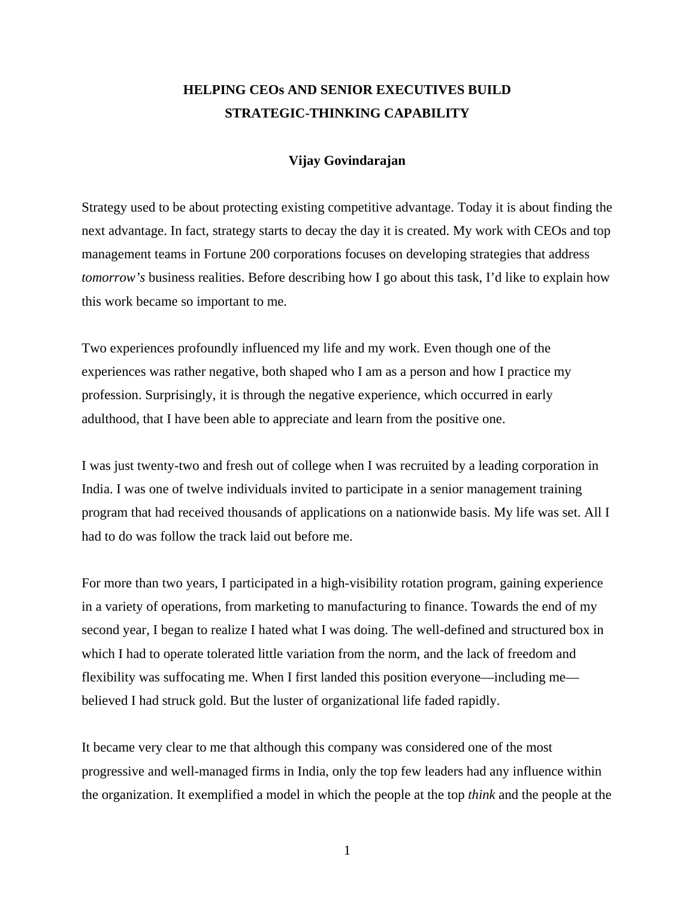# HELPING CEOs AND SENIOR EXECUTIVES BUILD STRATEGIC-THINKING CAPABILITY

**Vijay Govindarajan**

Strategy used to be about protecting existing competitive advantage. Today it is about finding the next advantage. In fact, strategy starts to decay the day it is created. My work with CEOs and top management teams in Fortune 200 corporations focuses on developing strategies that address *tomorrow's* business realities. Before describing how I go about this task, I'd like to explain how this work became so important to me.

Two experiences profoundly influenced my life and my work. Even though one of the experiences was rather negative, both shaped who I am as a person and how I practice my profession. Surprisingly, it is through the negative experience, which occurred in early adulthood, that I have been able to appreciate and learn from the positive one.

I was just twenty-two and fresh out of college when I was recruited by a leading corporation in India. I was one of twelve individuals invited to participate in a senior management training program that had received thousands of applications on a nationwide basis. My life was set. All I had to do was follow the track laid out before me.

For more than two years, I participated in a high-visibility rotation program, gaining experience in a variety of operations, from marketing to manufacturing to finance. Towards the end of my second year, I began to realize I hated what I was doing. The well-defined and structured box in which I had to operate tolerated little variation from the norm, and the lack of freedom and flexibility was suffocating me. When I first landed this position everyone—including me—believed I had struck gold. But the luster of organizational life faded rapidly.

It became very clear to me that although this company was considered one of the most progressive and well-managed firms in India, only the top few leaders had any influence within the organization. It exemplified a model in which the people at the top *think* and the people at the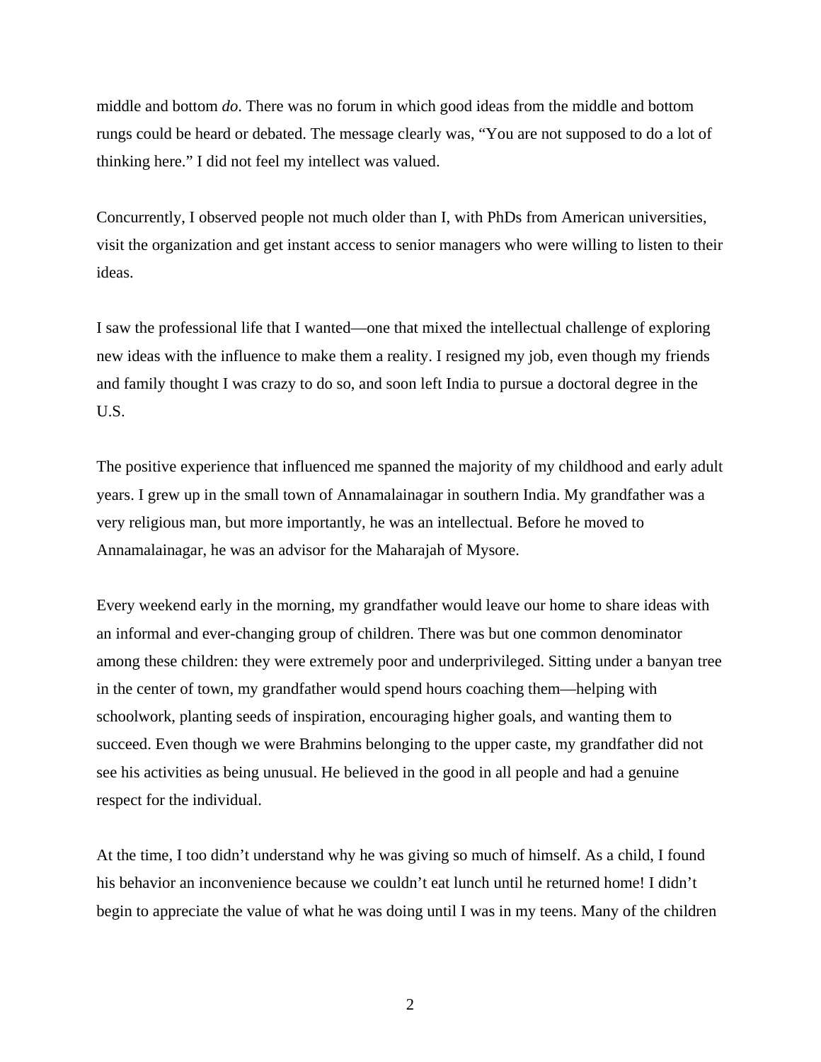middle and bottom *do*. There was no forum in which good ideas from the middle and bottom rungs could be heard or debated. The message clearly was, "You are not supposed to do a lot of thinking here." I did not feel my intellect was valued.

Concurrently, I observed people not much older than I, with PhDs from American universities, visit the organization and get instant access to senior managers who were willing to listen to their ideas.

I saw the professional life that I wanted—one that mixed the intellectual challenge of exploring new ideas with the influence to make them a reality. I resigned my job, even though my friends and family thought I was crazy to do so, and soon left India to pursue a doctoral degree in the U.S.

The positive experience that influenced me spanned the majority of my childhood and early adult years. I grew up in the small town of Annamalainagar in southern India. My grandfather was a very religious man, but more importantly, he was an intellectual. Before he moved to Annamalainagar, he was an advisor for the Maharajah of Mysore.

Every weekend early in the morning, my grandfather would leave our home to share ideas with an informal and ever-changing group of children. There was but one common denominator among these children: they were extremely poor and underprivileged. Sitting under a banyan tree in the center of town, my grandfather would spend hours coaching them—helping with schoolwork, planting seeds of inspiration, encouraging higher goals, and wanting them to succeed. Even though we were Brahmins belonging to the upper caste, my grandfather did not see his activities as being unusual. He believed in the good in all people and had a genuine respect for the individual.

At the time, I too didn't understand why he was giving so much of himself. As a child, I found his behavior an inconvenience because we couldn't eat lunch until he returned home! I didn't begin to appreciate the value of what he was doing until I was in my teens. Many of the children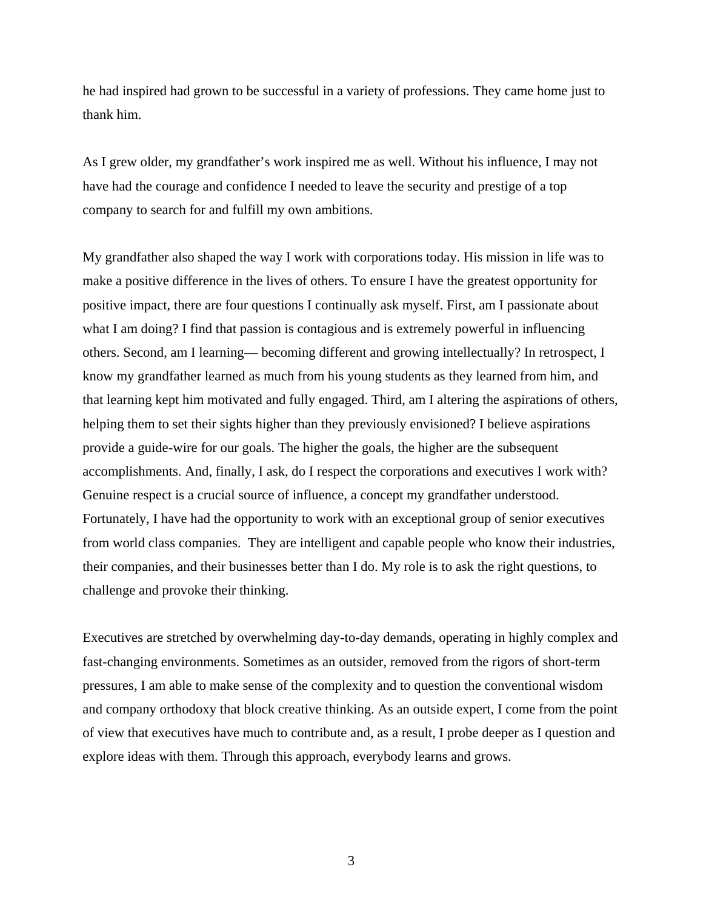he had inspired had grown to be successful in a variety of professions. They came home just to thank him.

As I grew older, my grandfather's work inspired me as well. Without his influence, I may not have had the courage and confidence I needed to leave the security and prestige of a top company to search for and fulfill my own ambitions.

My grandfather also shaped the way I work with corporations today. His mission in life was to make a positive difference in the lives of others. To ensure I have the greatest opportunity for positive impact, there are four questions I continually ask myself. First, am I passionate about what I am doing? I find that passion is contagious and is extremely powerful in influencing others. Second, am I learning— becoming different and growing intellectually? In retrospect, I know my grandfather learned as much from his young students as they learned from him, and that learning kept him motivated and fully engaged. Third, am I altering the aspirations of others, helping them to set their sights higher than they previously envisioned? I believe aspirations provide a guide-wire for our goals. The higher the goals, the higher are the subsequent accomplishments. And, finally, I ask, do I respect the corporations and executives I work with? Genuine respect is a crucial source of influence, a concept my grandfather understood. Fortunately, I have had the opportunity to work with an exceptional group of senior executives from world class companies. They are intelligent and capable people who know their industries, their companies, and their businesses better than I do. My role is to ask the right questions, to challenge and provoke their thinking.

Executives are stretched by overwhelming day-to-day demands, operating in highly complex and fast-changing environments. Sometimes as an outsider, removed from the rigors of short-term pressures, I am able to make sense of the complexity and to question the conventional wisdom and company orthodoxy that block creative thinking. As an outside expert, I come from the point of view that executives have much to contribute and, as a result, I probe deeper as I question and explore ideas with them. Through this approach, everybody learns and grows.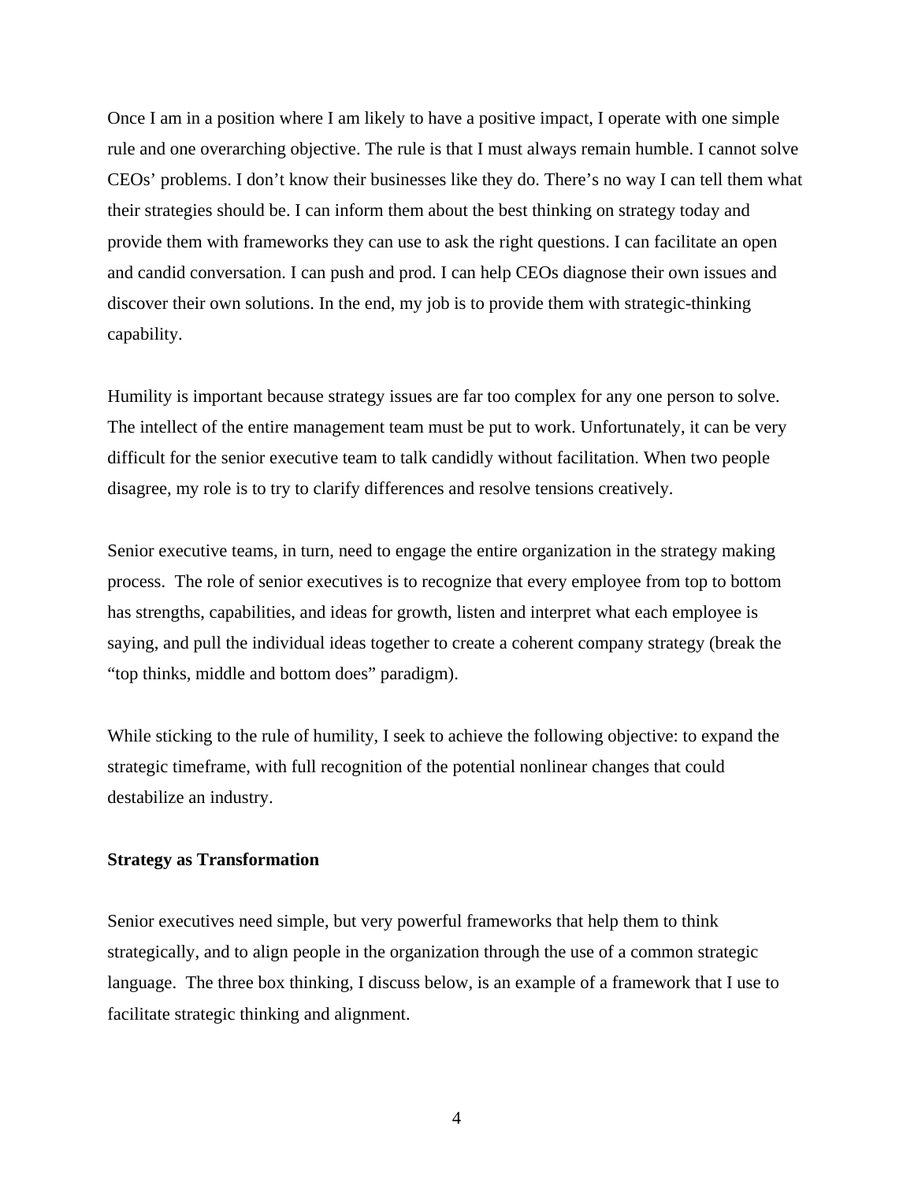Once I am in a position where I am likely to have a positive impact, I operate with one simple rule and one overarching objective. The rule is that I must always remain humble. I cannot solve CEOs' problems. I don't know their businesses like they do. There's no way I can tell them what their strategies should be. I can inform them about the best thinking on strategy today and provide them with frameworks they can use to ask the right questions. I can facilitate an open and candid conversation. I can push and prod. I can help CEOs diagnose their own issues and discover their own solutions. In the end, my job is to provide them with strategic-thinking capability.

Humility is important because strategy issues are far too complex for any one person to solve. The intellect of the entire management team must be put to work. Unfortunately, it can be very difficult for the senior executive team to talk candidly without facilitation. When two people disagree, my role is to try to clarify differences and resolve tensions creatively.

Senior executive teams, in turn, need to engage the entire organization in the strategy making process. The role of senior executives is to recognize that every employee from top to bottom has strengths, capabilities, and ideas for growth, listen and interpret what each employee is saying, and pull the individual ideas together to create a coherent company strategy (break the "top thinks, middle and bottom does" paradigm).

While sticking to the rule of humility, I seek to achieve the following objective: to expand the strategic timeframe, with full recognition of the potential nonlinear changes that could destabilize an industry.

**Strategy as Transformation**

Senior executives need simple, but very powerful frameworks that help them to think strategically, and to align people in the organization through the use of a common strategic language. The three box thinking, I discuss below, is an example of a framework that I use to facilitate strategic thinking and alignment.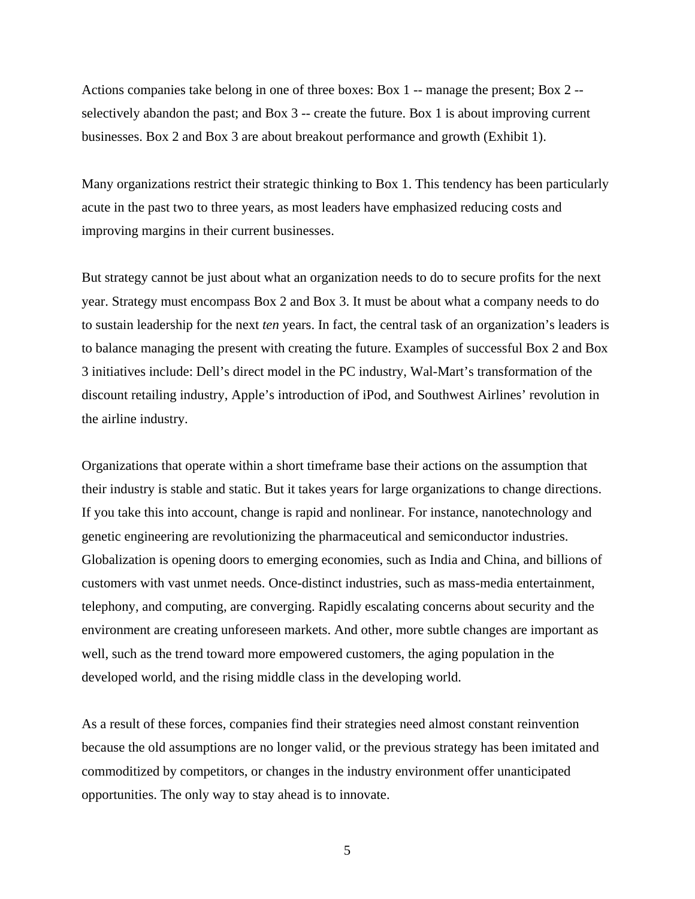Actions companies take belong in one of three boxes: Box 1 -- manage the present; Box 2 -- selectively abandon the past; and Box 3 -- create the future. Box 1 is about improving current businesses. Box 2 and Box 3 are about breakout performance and growth (Exhibit 1).

Many organizations restrict their strategic thinking to Box 1. This tendency has been particularly acute in the past two to three years, as most leaders have emphasized reducing costs and improving margins in their current businesses.

But strategy cannot be just about what an organization needs to do to secure profits for the next year. Strategy must encompass Box 2 and Box 3. It must be about what a company needs to do to sustain leadership for the next *ten* years. In fact, the central task of an organization's leaders is to balance managing the present with creating the future. Examples of successful Box 2 and Box 3 initiatives include: Dell's direct model in the PC industry, Wal-Mart's transformation of the discount retailing industry, Apple's introduction of iPod, and Southwest Airlines' revolution in the airline industry.

Organizations that operate within a short timeframe base their actions on the assumption that their industry is stable and static. But it takes years for large organizations to change directions. If you take this into account, change is rapid and nonlinear. For instance, nanotechnology and genetic engineering are revolutionizing the pharmaceutical and semiconductor industries. Globalization is opening doors to emerging economies, such as India and China, and billions of customers with vast unmet needs. Once-distinct industries, such as mass-media entertainment, telephony, and computing, are converging. Rapidly escalating concerns about security and the environment are creating unforeseen markets. And other, more subtle changes are important as well, such as the trend toward more empowered customers, the aging population in the developed world, and the rising middle class in the developing world.

As a result of these forces, companies find their strategies need almost constant reinvention because the old assumptions are no longer valid, or the previous strategy has been imitated and commoditized by competitors, or changes in the industry environment offer unanticipated opportunities. The only way to stay ahead is to innovate.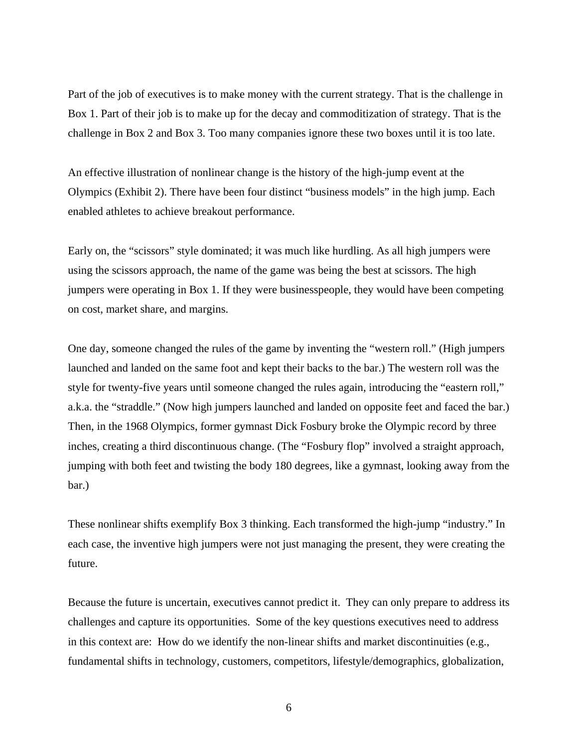Part of the job of executives is to make money with the current strategy. That is the challenge in Box 1. Part of their job is to make up for the decay and commoditization of strategy. That is the challenge in Box 2 and Box 3. Too many companies ignore these two boxes until it is too late.

An effective illustration of nonlinear change is the history of the high-jump event at the Olympics (Exhibit 2). There have been four distinct "business models" in the high jump. Each enabled athletes to achieve breakout performance.

Early on, the "scissors" style dominated; it was much like hurdling. As all high jumpers were using the scissors approach, the name of the game was being the best at scissors. The high jumpers were operating in Box 1. If they were businesspeople, they would have been competing on cost, market share, and margins.

One day, someone changed the rules of the game by inventing the "western roll." (High jumpers launched and landed on the same foot and kept their backs to the bar.) The western roll was the style for twenty-five years until someone changed the rules again, introducing the "eastern roll," a.k.a. the "straddle." (Now high jumpers launched and landed on opposite feet and faced the bar.) Then, in the 1968 Olympics, former gymnast Dick Fosbury broke the Olympic record by three inches, creating a third discontinuous change. (The "Fosbury flop" involved a straight approach, jumping with both feet and twisting the body 180 degrees, like a gymnast, looking away from the bar.)

These nonlinear shifts exemplify Box 3 thinking. Each transformed the high-jump "industry." In each case, the inventive high jumpers were not just managing the present, they were creating the future.

Because the future is uncertain, executives cannot predict it. They can only prepare to address its challenges and capture its opportunities. Some of the key questions executives need to address in this context are: How do we identify the non-linear shifts and market discontinuities (e.g., fundamental shifts in technology, customers, competitors, lifestyle/demographics, globalization,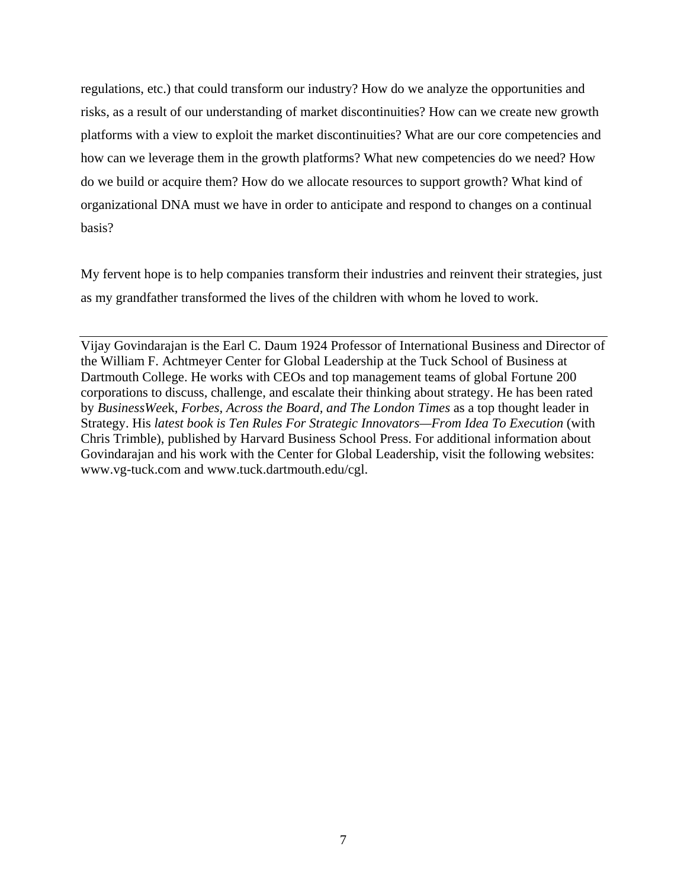regulations, etc.) that could transform our industry? How do we analyze the opportunities and risks, as a result of our understanding of market discontinuities? How can we create new growth platforms with a view to exploit the market discontinuities? What are our core competencies and how can we leverage them in the growth platforms? What new competencies do we need? How do we build or acquire them? How do we allocate resources to support growth? What kind of organizational DNA must we have in order to anticipate and respond to changes on a continual basis?

My fervent hope is to help companies transform their industries and reinvent their strategies, just as my grandfather transformed the lives of the children with whom he loved to work.

---

Vijay Govindarajan is the Earl C. Daum 1924 Professor of International Business and Director of the William F. Achtmeyer Center for Global Leadership at the Tuck School of Business at Dartmouth College. He works with CEOs and top management teams of global Fortune 200 corporations to discuss, challenge, and escalate their thinking about strategy. He has been rated by *BusinessWeek*, *Forbes, Across the Board, and The London Times* as a top thought leader in Strategy. His *latest book is Ten Rules For Strategic Innovators—From Idea To Execution* (with Chris Trimble), published by Harvard Business School Press. For additional information about Govindarajan and his work with the Center for Global Leadership, visit the following websites: www.vg-tuck.com and www.tuck.dartmouth.edu/cgl.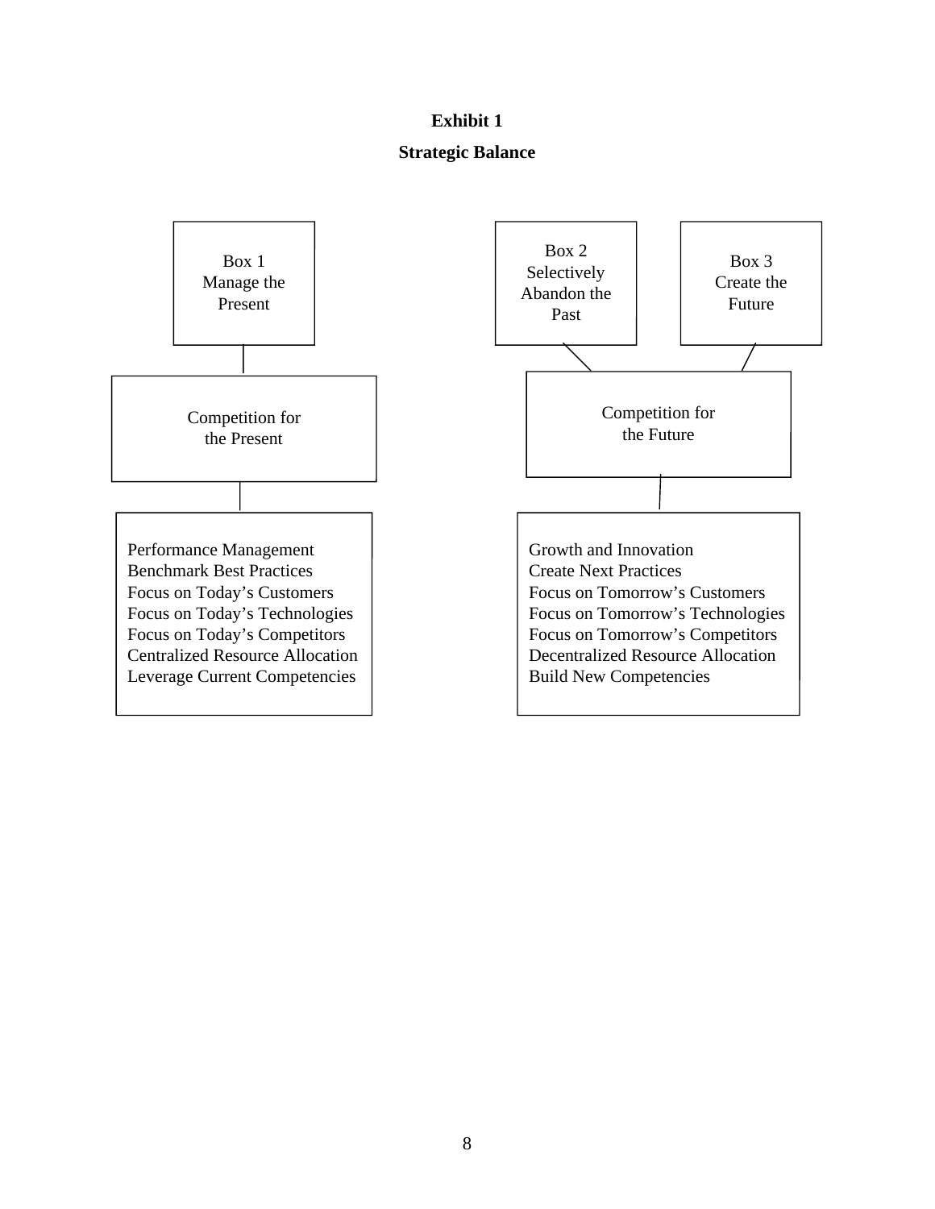**Exhibit 1**

**Strategic Balance**

Box 1
Manage the Present

Competition for the Present

Performance Management
Benchmark Best Practices
Focus on Today's Customers
Focus on Today's Technologies
Focus on Today's Competitors
Centralized Resource Allocation
Leverage Current Competencies

Box 2
Selectively Abandon the Past

Box 3
Create the Future

Competition for the Future

Growth and Innovation
Create Next Practices
Focus on Tomorrow's Customers
Focus on Tomorrow's Technologies
Focus on Tomorrow's Competitors
Decentralized Resource Allocation
Build New Competencies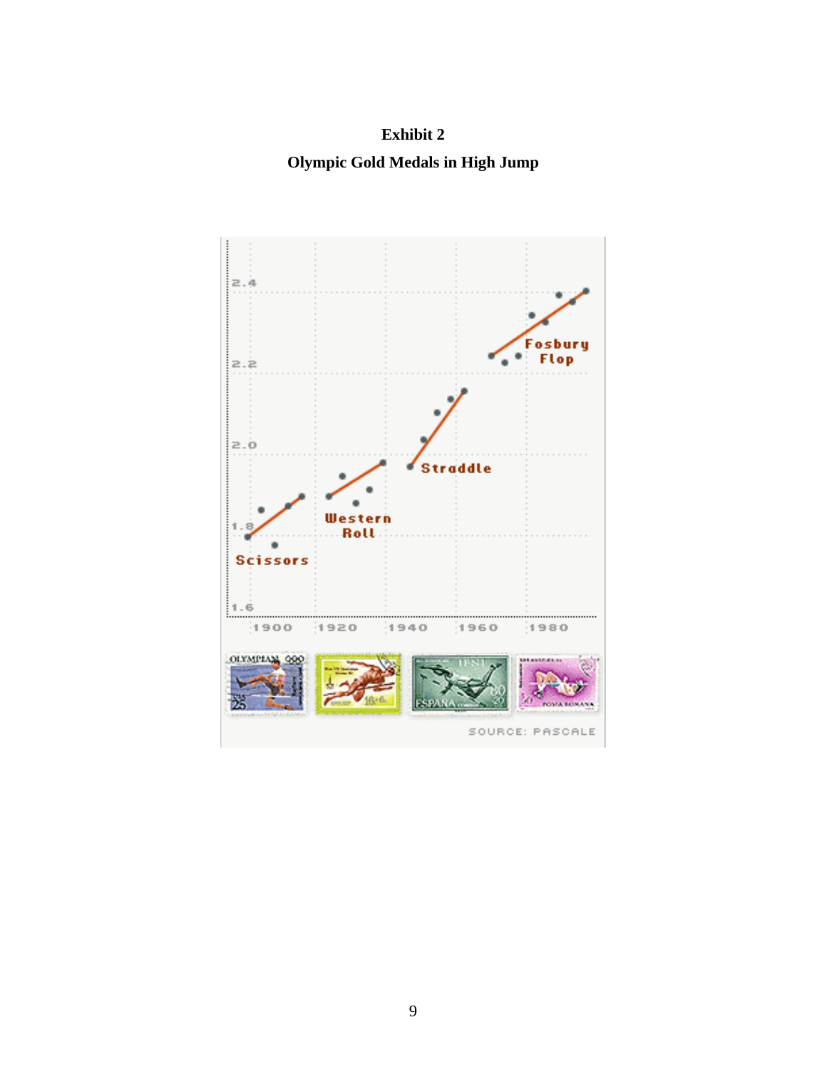**Exhibit 2**

**Olympic Gold Medals in High Jump**

2.4
2.2
2.0
1.8
1.6

1900
1920
1940
1960
1980

Scissors
Western Roll
Straddle
Fosbury Flop

SOURCE: PASCALE